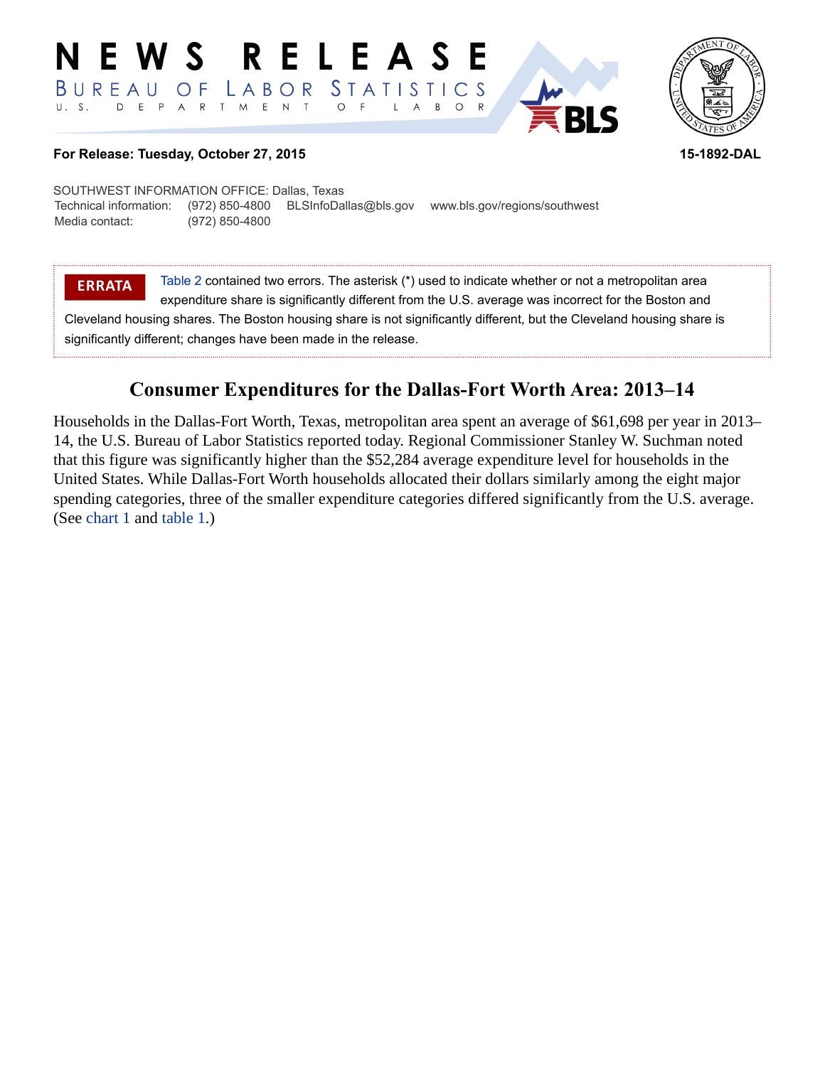# NEWS RELEASE

BUREAU OF LABOR STATISTICS
U. S. DEPARTMENT OF LABOR

**For Release: Tuesday, October 27, 2015** **15-1892-DAL**

SOUTHWEST INFORMATION OFFICE: Dallas, Texas

| | | | |
|---|---|---|---|
| Technical information: | (972) 850-4800 | BLSInfoDallas@bls.gov | www.bls.gov/regions/southwest |
| Media contact: | (972) 850-4800 | | |

**ERRATA** Table 2 contained two errors. The asterisk (*) used to indicate whether or not a metropolitan area expenditure share is significantly different from the U.S. average was incorrect for the Boston and Cleveland housing shares. The Boston housing share is not significantly different, but the Cleveland housing share is significantly different; changes have been made in the release.

## Consumer Expenditures for the Dallas-Fort Worth Area: 2013–14

Households in the Dallas-Fort Worth, Texas, metropolitan area spent an average of $61,698 per year in 2013–14, the U.S. Bureau of Labor Statistics reported today. Regional Commissioner Stanley W. Suchman noted that this figure was significantly higher than the $52,284 average expenditure level for households in the United States. While Dallas-Fort Worth households allocated their dollars similarly among the eight major spending categories, three of the smaller expenditure categories differed significantly from the U.S. average. (See chart 1 and table 1.)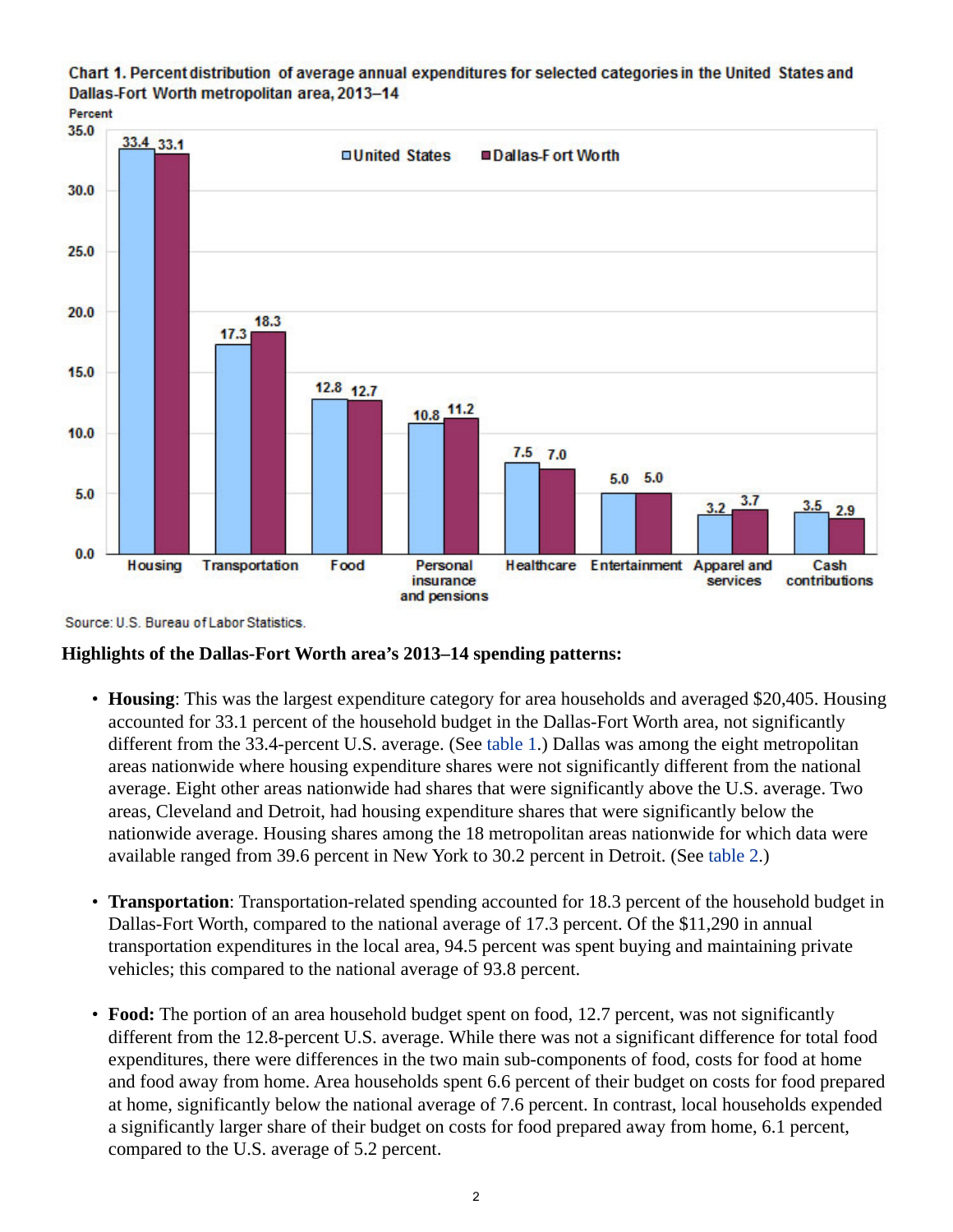**Chart 1. Percent distribution of average annual expenditures for selected categories in the United States and Dallas-Fort Worth metropolitan area, 2013–14**

| Category | United States | Dallas-Fort Worth |
|---|---|---|
| Housing | 33.4 | 33.1 |
| Transportation | 17.3 | 18.3 |
| Food | 12.8 | 12.7 |
| Personal insurance and pensions | 10.8 | 11.2 |
| Healthcare | 7.5 | 7.0 |
| Entertainment | 5.0 | 5.0 |
| Apparel and services | 3.2 | 3.7 |
| Cash contributions | 3.5 | 2.9 |

Source: U.S. Bureau of Labor Statistics.

**Highlights of the Dallas-Fort Worth area's 2013–14 spending patterns:**

- **Housing**: This was the largest expenditure category for area households and averaged $20,405. Housing accounted for 33.1 percent of the household budget in the Dallas-Fort Worth area, not significantly different from the 33.4-percent U.S. average. (See table 1.) Dallas was among the eight metropolitan areas nationwide where housing expenditure shares were not significantly different from the national average. Eight other areas nationwide had shares that were significantly above the U.S. average. Two areas, Cleveland and Detroit, had housing expenditure shares that were significantly below the nationwide average. Housing shares among the 18 metropolitan areas nationwide for which data were available ranged from 39.6 percent in New York to 30.2 percent in Detroit. (See table 2.)

- **Transportation**: Transportation-related spending accounted for 18.3 percent of the household budget in Dallas-Fort Worth, compared to the national average of 17.3 percent. Of the $11,290 in annual transportation expenditures in the local area, 94.5 percent was spent buying and maintaining private vehicles; this compared to the national average of 93.8 percent.

- **Food:** The portion of an area household budget spent on food, 12.7 percent, was not significantly different from the 12.8-percent U.S. average. While there was not a significant difference for total food expenditures, there were differences in the two main sub-components of food, costs for food at home and food away from home. Area households spent 6.6 percent of their budget on costs for food prepared at home, significantly below the national average of 7.6 percent. In contrast, local households expended a significantly larger share of their budget on costs for food prepared away from home, 6.1 percent, compared to the U.S. average of 5.2 percent.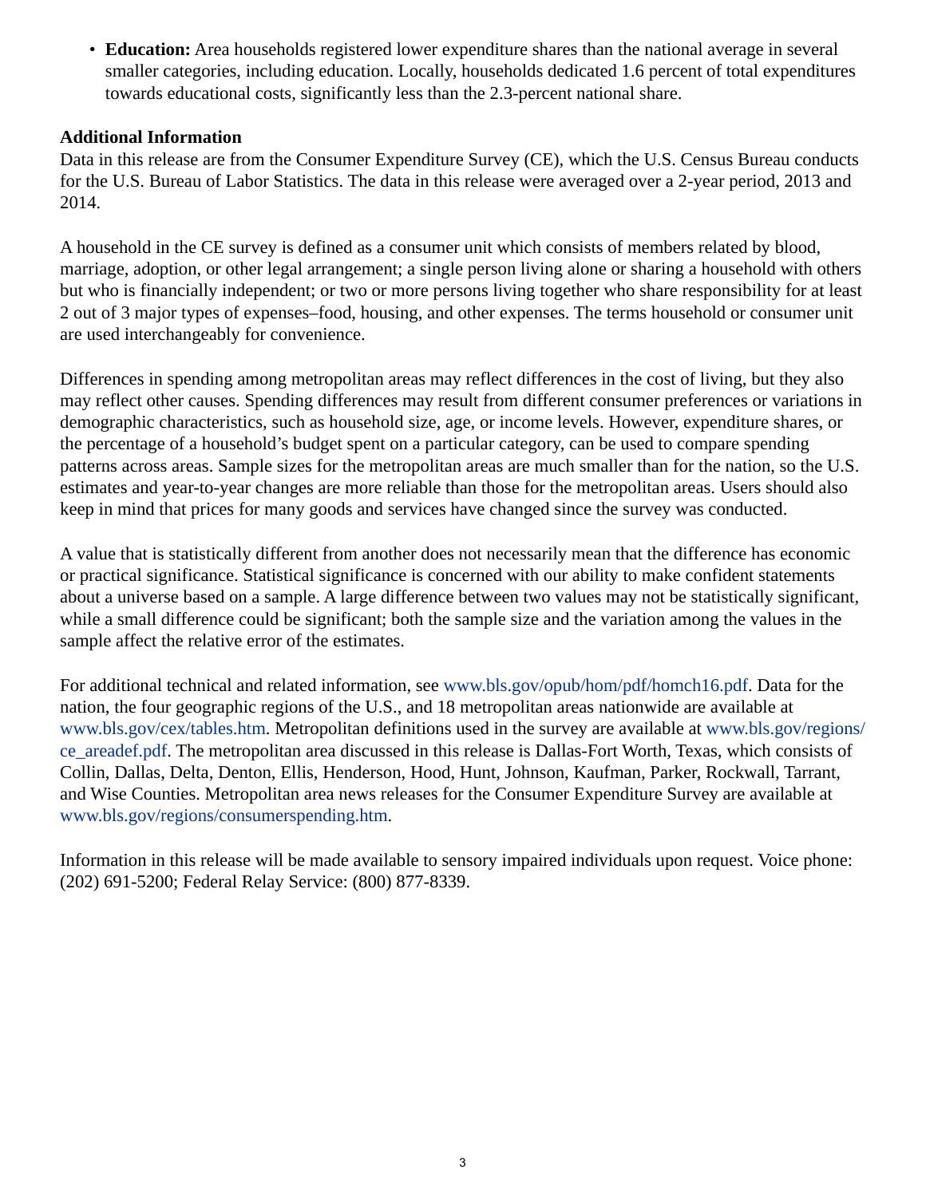- **Education:** Area households registered lower expenditure shares than the national average in several smaller categories, including education. Locally, households dedicated 1.6 percent of total expenditures towards educational costs, significantly less than the 2.3-percent national share.

**Additional Information**

Data in this release are from the Consumer Expenditure Survey (CE), which the U.S. Census Bureau conducts for the U.S. Bureau of Labor Statistics. The data in this release were averaged over a 2-year period, 2013 and 2014.

A household in the CE survey is defined as a consumer unit which consists of members related by blood, marriage, adoption, or other legal arrangement; a single person living alone or sharing a household with others but who is financially independent; or two or more persons living together who share responsibility for at least 2 out of 3 major types of expenses–food, housing, and other expenses. The terms household or consumer unit are used interchangeably for convenience.

Differences in spending among metropolitan areas may reflect differences in the cost of living, but they also may reflect other causes. Spending differences may result from different consumer preferences or variations in demographic characteristics, such as household size, age, or income levels. However, expenditure shares, or the percentage of a household's budget spent on a particular category, can be used to compare spending patterns across areas. Sample sizes for the metropolitan areas are much smaller than for the nation, so the U.S. estimates and year-to-year changes are more reliable than those for the metropolitan areas. Users should also keep in mind that prices for many goods and services have changed since the survey was conducted.

A value that is statistically different from another does not necessarily mean that the difference has economic or practical significance. Statistical significance is concerned with our ability to make confident statements about a universe based on a sample. A large difference between two values may not be statistically significant, while a small difference could be significant; both the sample size and the variation among the values in the sample affect the relative error of the estimates.

For additional technical and related information, see www.bls.gov/opub/hom/pdf/homch16.pdf. Data for the nation, the four geographic regions of the U.S., and 18 metropolitan areas nationwide are available at www.bls.gov/cex/tables.htm. Metropolitan definitions used in the survey are available at www.bls.gov/regions/ce_areadef.pdf. The metropolitan area discussed in this release is Dallas-Fort Worth, Texas, which consists of Collin, Dallas, Delta, Denton, Ellis, Henderson, Hood, Hunt, Johnson, Kaufman, Parker, Rockwall, Tarrant, and Wise Counties. Metropolitan area news releases for the Consumer Expenditure Survey are available at www.bls.gov/regions/consumerspending.htm.

Information in this release will be made available to sensory impaired individuals upon request. Voice phone: (202) 691-5200; Federal Relay Service: (800) 877-8339.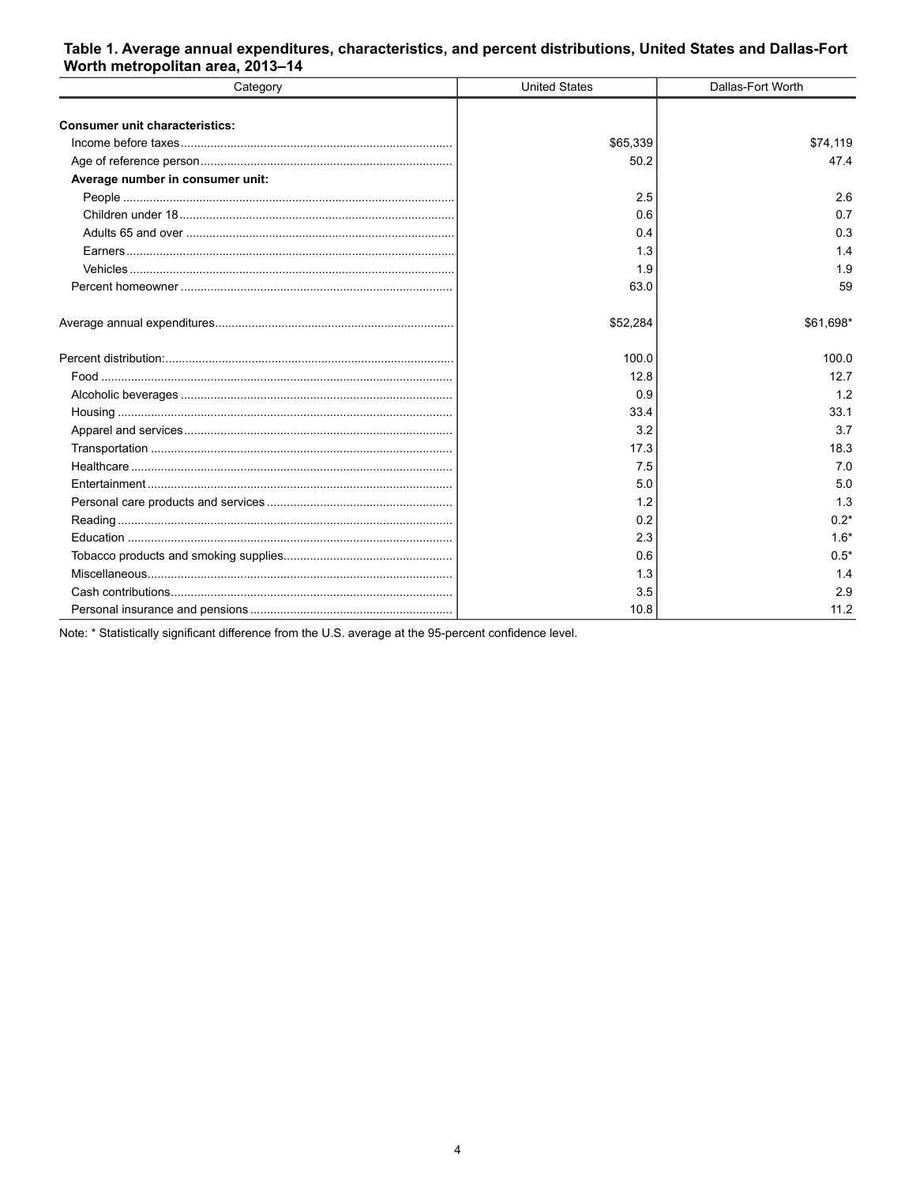**Table 1. Average annual expenditures, characteristics, and percent distributions, United States and Dallas-Fort Worth metropolitan area, 2013–14**

| Category | United States | Dallas-Fort Worth |
|---|---|---|
| **Consumer unit characteristics:** | | |
| Income before taxes | $65,339 | $74,119 |
| Age of reference person | 50.2 | 47.4 |
| **Average number in consumer unit:** | | |
| People | 2.5 | 2.6 |
| Children under 18 | 0.6 | 0.7 |
| Adults 65 and over | 0.4 | 0.3 |
| Earners | 1.3 | 1.4 |
| Vehicles | 1.9 | 1.9 |
| Percent homeowner | 63.0 | 59 |
| Average annual expenditures | $52,284 | $61,698* |
| Percent distribution: | 100.0 | 100.0 |
| Food | 12.8 | 12.7 |
| Alcoholic beverages | 0.9 | 1.2 |
| Housing | 33.4 | 33.1 |
| Apparel and services | 3.2 | 3.7 |
| Transportation | 17.3 | 18.3 |
| Healthcare | 7.5 | 7.0 |
| Entertainment | 5.0 | 5.0 |
| Personal care products and services | 1.2 | 1.3 |
| Reading | 0.2 | 0.2* |
| Education | 2.3 | 1.6* |
| Tobacco products and smoking supplies | 0.6 | 0.5* |
| Miscellaneous | 1.3 | 1.4 |
| Cash contributions | 3.5 | 2.9 |
| Personal insurance and pensions | 10.8 | 11.2 |

Note: * Statistically significant difference from the U.S. average at the 95-percent confidence level.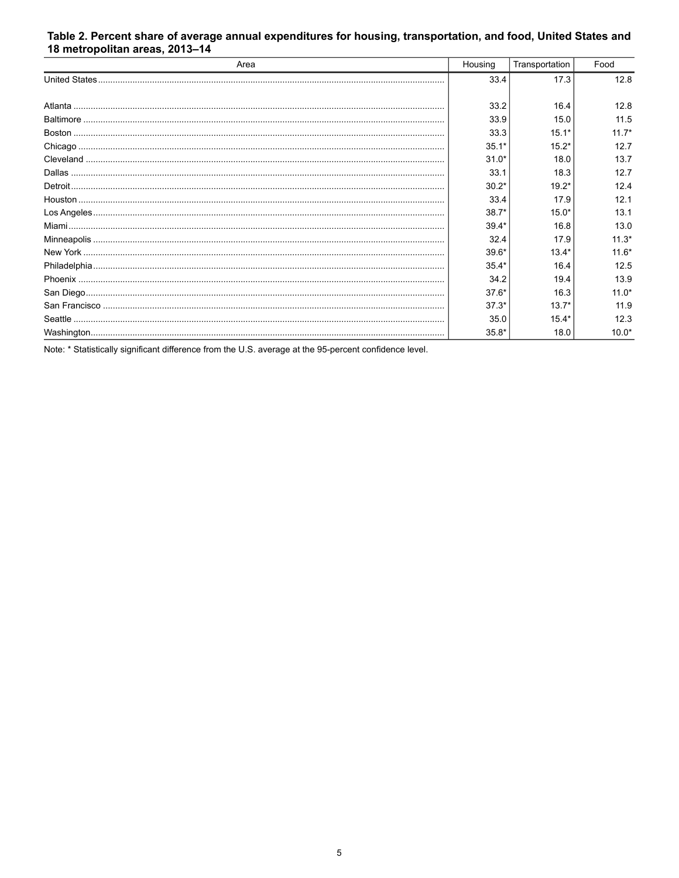**Table 2. Percent share of average annual expenditures for housing, transportation, and food, United States and 18 metropolitan areas, 2013–14**

| Area | Housing | Transportation | Food |
|---|---|---|---|
| United States | 33.4 | 17.3 | 12.8 |
| | | | |
| Atlanta | 33.2 | 16.4 | 12.8 |
| Baltimore | 33.9 | 15.0 | 11.5 |
| Boston | 33.3 | 15.1* | 11.7* |
| Chicago | 35.1* | 15.2* | 12.7 |
| Cleveland | 31.0* | 18.0 | 13.7 |
| Dallas | 33.1 | 18.3 | 12.7 |
| Detroit | 30.2* | 19.2* | 12.4 |
| Houston | 33.4 | 17.9 | 12.1 |
| Los Angeles | 38.7* | 15.0* | 13.1 |
| Miami | 39.4* | 16.8 | 13.0 |
| Minneapolis | 32.4 | 17.9 | 11.3* |
| New York | 39.6* | 13.4* | 11.6* |
| Philadelphia | 35.4* | 16.4 | 12.5 |
| Phoenix | 34.2 | 19.4 | 13.9 |
| San Diego | 37.6* | 16.3 | 11.0* |
| San Francisco | 37.3* | 13.7* | 11.9 |
| Seattle | 35.0 | 15.4* | 12.3 |
| Washington | 35.8* | 18.0 | 10.0* |

Note: * Statistically significant difference from the U.S. average at the 95-percent confidence level.